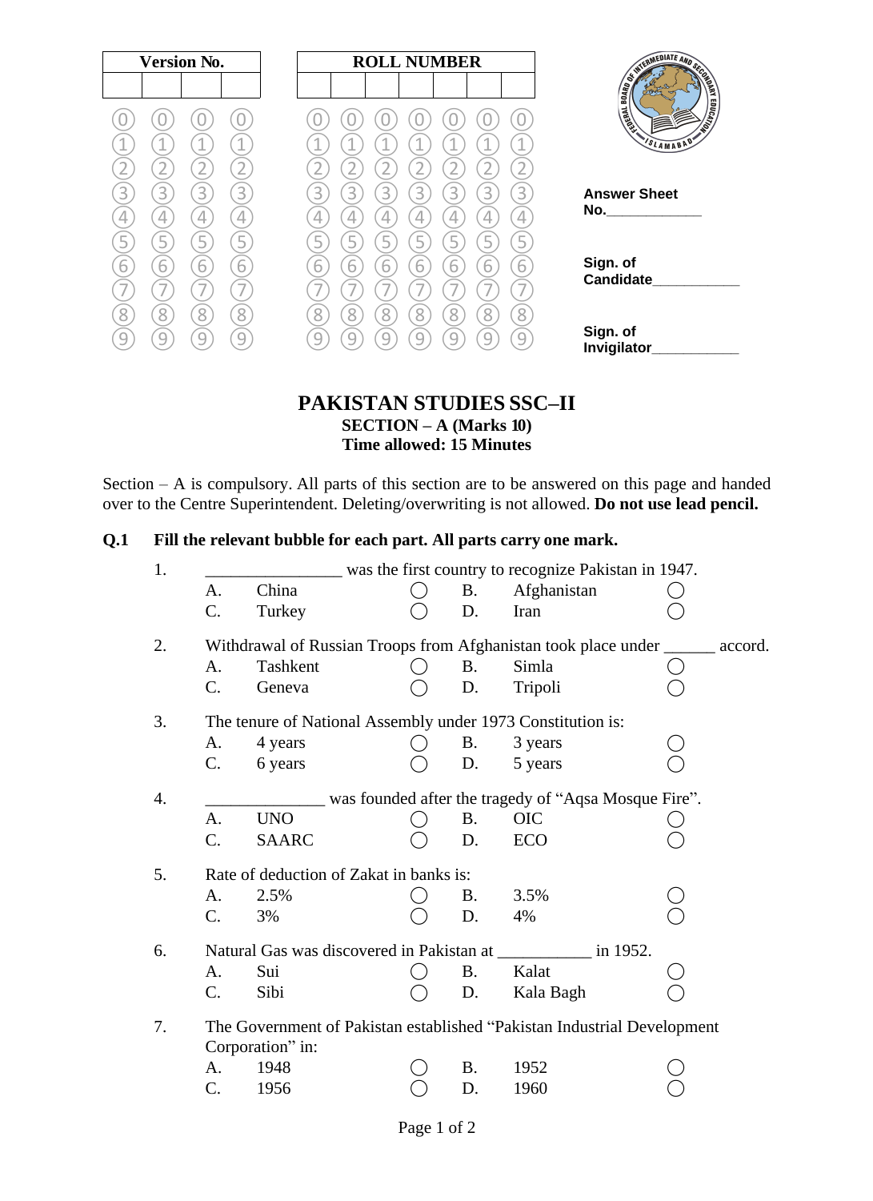| Version No. | | | |
|---|---|---|---|
| | | | |

| ROLL NUMBER | | | | | | |
|---|---|---|---|---|---|---|
| | | | | | | |

Answer Sheet No.____________

Sign. of Candidate___________

Sign. of Invigilator___________

# PAKISTAN STUDIES SSC–II

**SECTION – A (Marks 10)**
**Time allowed: 15 Minutes**

Section – A is compulsory. All parts of this section are to be answered on this page and handed over to the Centre Superintendent. Deleting/overwriting is not allowed. **Do not use lead pencil.**

**Q.1 Fill the relevant bubble for each part. All parts carry one mark.**

1. _______________ was the first country to recognize Pakistan in 1947.
   - A. China ◯
   - B. Afghanistan ◯
   - C. Turkey ◯
   - D. Iran ◯

2. Withdrawal of Russian Troops from Afghanistan took place under ______ accord.
   - A. Tashkent ◯
   - B. Simla ◯
   - C. Geneva ◯
   - D. Tripoli ◯

3. The tenure of National Assembly under 1973 Constitution is:
   - A. 4 years ◯
   - B. 3 years ◯
   - C. 6 years ◯
   - D. 5 years ◯

4. _____________ was founded after the tragedy of "Aqsa Mosque Fire".
   - A. UNO ◯
   - B. OIC ◯
   - C. SAARC ◯
   - D. ECO ◯

5. Rate of deduction of Zakat in banks is:
   - A. 2.5% ◯
   - B. 3.5% ◯
   - C. 3% ◯
   - D. 4% ◯

6. Natural Gas was discovered in Pakistan at __________ in 1952.
   - A. Sui ◯
   - B. Kalat ◯
   - C. Sibi ◯
   - D. Kala Bagh ◯

7. The Government of Pakistan established "Pakistan Industrial Development Corporation" in:
   - A. 1948 ◯
   - B. 1952 ◯
   - C. 1956 ◯
   - D. 1960 ◯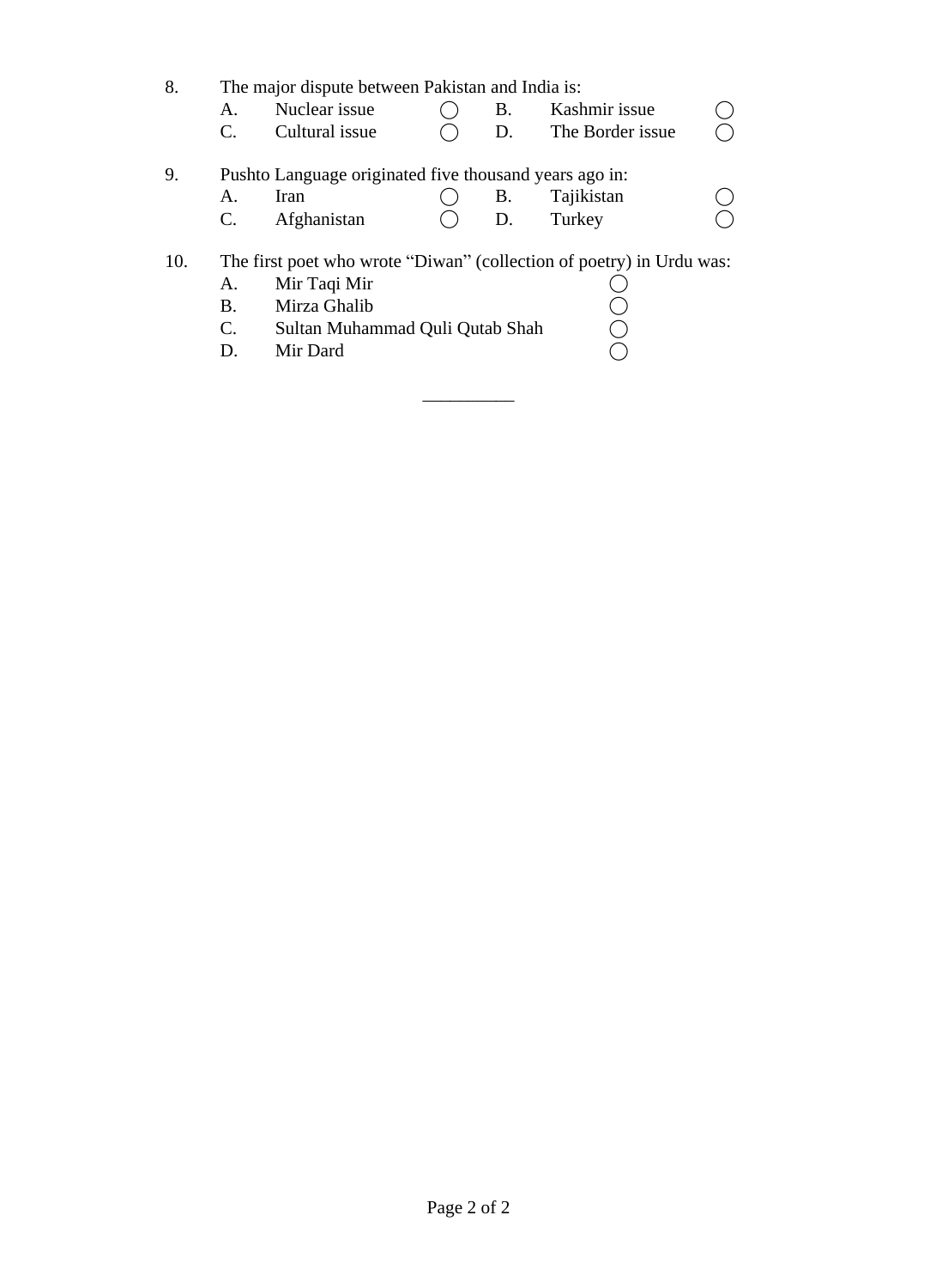8. The major dispute between Pakistan and India is:
   - A. Nuclear issue ◯
   - B. Kashmir issue ◯
   - C. Cultural issue ◯
   - D. The Border issue ◯

9. Pushto Language originated five thousand years ago in:
   - A. Iran ◯
   - B. Tajikistan ◯
   - C. Afghanistan ◯
   - D. Turkey ◯

10. The first poet who wrote “Diwan” (collection of poetry) in Urdu was:
    - A. Mir Taqi Mir ◯
    - B. Mirza Ghalib ◯
    - C. Sultan Muhammad Quli Qutab Shah ◯
    - D. Mir Dard ◯

__________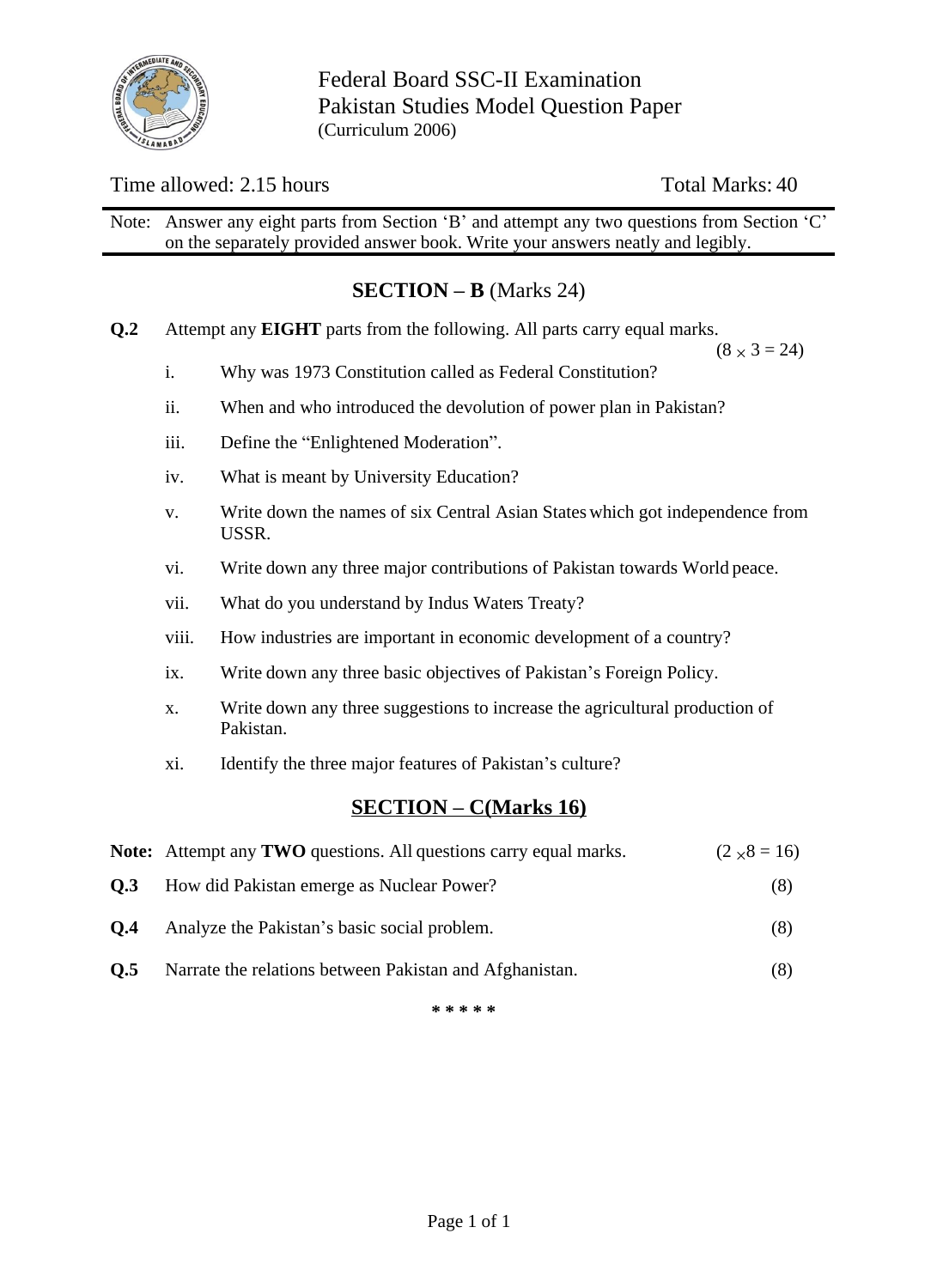Federal Board SSC-II Examination
Pakistan Studies Model Question Paper
(Curriculum 2006)

Time allowed: 2.15 hours | Total Marks: 40

Note: Answer any eight parts from Section 'B' and attempt any two questions from Section 'C' on the separately provided answer book. Write your answers neatly and legibly.

## SECTION – B (Marks 24)

**Q.2** Attempt any **EIGHT** parts from the following. All parts carry equal marks. ($8 \times 3 = 24$)

i. Why was 1973 Constitution called as Federal Constitution?

ii. When and who introduced the devolution of power plan in Pakistan?

iii. Define the "Enlightened Moderation".

iv. What is meant by University Education?

v. Write down the names of six Central Asian States which got independence from USSR.

vi. Write down any three major contributions of Pakistan towards World peace.

vii. What do you understand by Indus Waters Treaty?

viii. How industries are important in economic development of a country?

ix. Write down any three basic objectives of Pakistan's Foreign Policy.

x. Write down any three suggestions to increase the agricultural production of Pakistan.

xi. Identify the three major features of Pakistan's culture?

## SECTION – C (Marks 16)

**Note:** Attempt any **TWO** questions. All questions carry equal marks. ($2 \times 8 = 16$)

**Q.3** How did Pakistan emerge as Nuclear Power? (8)

**Q.4** Analyze the Pakistan's basic social problem. (8)

**Q.5** Narrate the relations between Pakistan and Afghanistan. (8)

* * * * *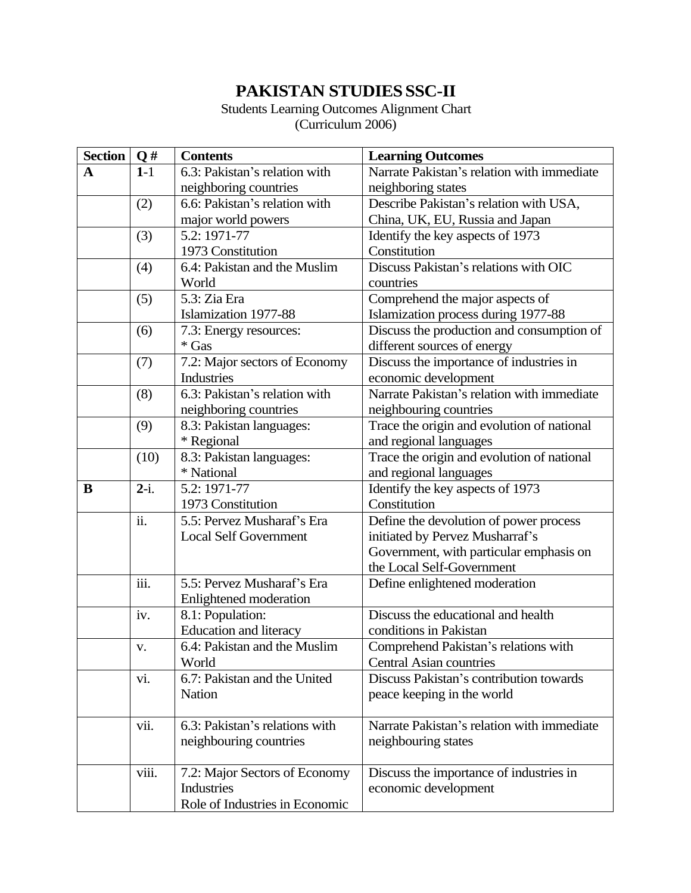# PAKISTAN STUDIES SSC-II

Students Learning Outcomes Alignment Chart
(Curriculum 2006)

| Section | Q # | Contents | Learning Outcomes |
|---|---|---|---|
| **A** | **1**-1 | 6.3: Pakistan's relation with neighboring countries | Narrate Pakistan's relation with immediate neighboring states |
| | (2) | 6.6: Pakistan's relation with major world powers | Describe Pakistan's relation with USA, China, UK, EU, Russia and Japan |
| | (3) | 5.2: 1971-77 1973 Constitution | Identify the key aspects of 1973 Constitution |
| | (4) | 6.4: Pakistan and the Muslim World | Discuss Pakistan's relations with OIC countries |
| | (5) | 5.3: Zia Era Islamization 1977-88 | Comprehend the major aspects of Islamization process during 1977-88 |
| | (6) | 7.3: Energy resources: * Gas | Discuss the production and consumption of different sources of energy |
| | (7) | 7.2: Major sectors of Economy Industries | Discuss the importance of industries in economic development |
| | (8) | 6.3: Pakistan's relation with neighboring countries | Narrate Pakistan's relation with immediate neighbouring countries |
| | (9) | 8.3: Pakistan languages: * Regional | Trace the origin and evolution of national and regional languages |
| | (10) | 8.3: Pakistan languages: * National | Trace the origin and evolution of national and regional languages |
| **B** | **2**-i. | 5.2: 1971-77 1973 Constitution | Identify the key aspects of 1973 Constitution |
| | ii. | 5.5: Pervez Musharaf's Era Local Self Government | Define the devolution of power process initiated by Pervez Musharraf's Government, with particular emphasis on the Local Self-Government |
| | iii. | 5.5: Pervez Musharaf's Era Enlightened moderation | Define enlightened moderation |
| | iv. | 8.1: Population: Education and literacy | Discuss the educational and health conditions in Pakistan |
| | v. | 6.4: Pakistan and the Muslim World | Comprehend Pakistan's relations with Central Asian countries |
| | vi. | 6.7: Pakistan and the United Nation | Discuss Pakistan's contribution towards peace keeping in the world |
| | vii. | 6.3: Pakistan's relations with neighbouring countries | Narrate Pakistan's relation with immediate neighbouring states |
| | viii. | 7.2: Major Sectors of Economy Industries Role of Industries in Economic | Discuss the importance of industries in economic development |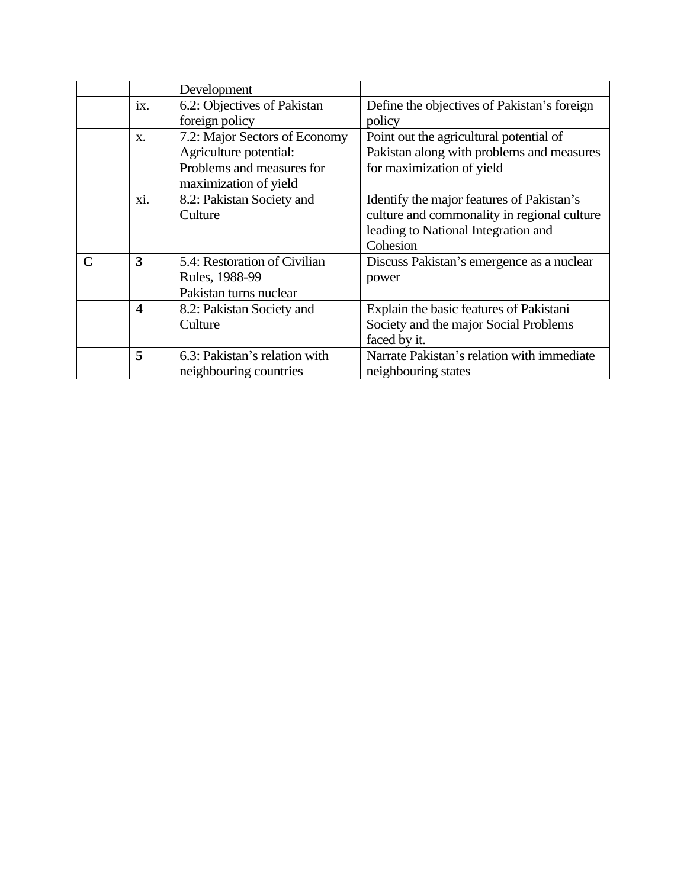| | | Development | |
|---|---|---|---|
| | ix. | 6.2: Objectives of Pakistan foreign policy | Define the objectives of Pakistan’s foreign policy |
| | x. | 7.2: Major Sectors of Economy Agriculture potential: Problems and measures for maximization of yield | Point out the agricultural potential of Pakistan along with problems and measures for maximization of yield |
| | xi. | 8.2: Pakistan Society and Culture | Identify the major features of Pakistan’s culture and commonality in regional culture leading to National Integration and Cohesion |
| **C** | **3** | 5.4: Restoration of Civilian Rules, 1988-99 Pakistan turns nuclear | Discuss Pakistan’s emergence as a nuclear power |
| | **4** | 8.2: Pakistan Society and Culture | Explain the basic features of Pakistani Society and the major Social Problems faced by it. |
| | **5** | 6.3: Pakistan’s relation with neighbouring countries | Narrate Pakistan’s relation with immediate neighbouring states |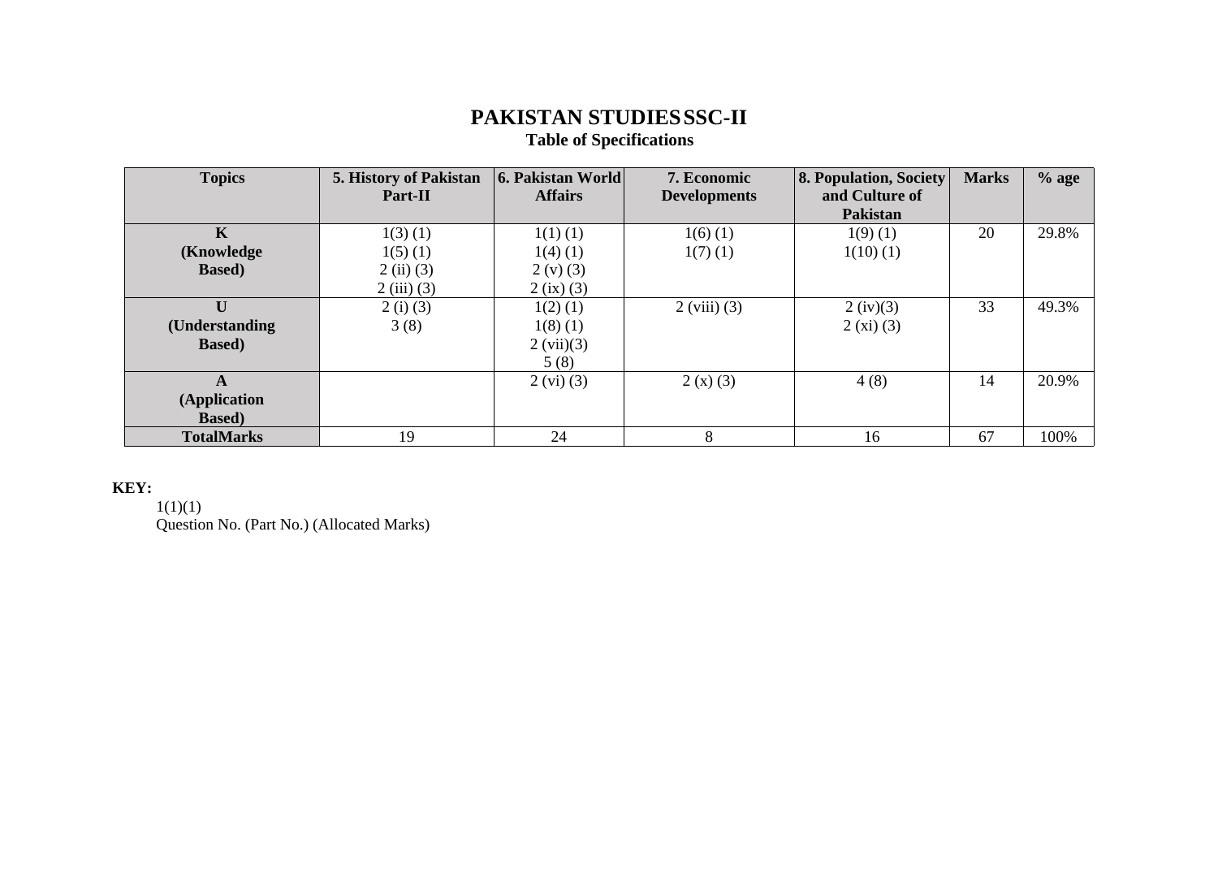# PAKISTAN STUDIES SSC-II

## Table of Specifications

| Topics | 5. History of Pakistan Part-II | 6. Pakistan World Affairs | 7. Economic Developments | 8. Population, Society and Culture of Pakistan | Marks | % age |
|---|---|---|---|---|---|---|
| **K (Knowledge Based)** | 1(3) (1)<br>1(5) (1)<br>2 (ii) (3)<br>2 (iii) (3) | 1(1) (1)<br>1(4) (1)<br>2 (v) (3)<br>2 (ix) (3) | 1(6) (1)<br>1(7) (1) | 1(9) (1)<br>1(10) (1) | 20 | 29.8% |
| **U (Understanding Based)** | 2 (i) (3)<br>3 (8) | 1(2) (1)<br>1(8) (1)<br>2 (vii)(3)<br>5 (8) | 2 (viii) (3) | 2 (iv)(3)<br>2 (xi) (3) | 33 | 49.3% |
| **A (Application Based)** | | 2 (vi) (3) | 2 (x) (3) | 4 (8) | 14 | 20.9% |
| **TotalMarks** | 19 | 24 | 8 | 16 | 67 | 100% |

**KEY:**

1(1)(1)
Question No. (Part No.) (Allocated Marks)